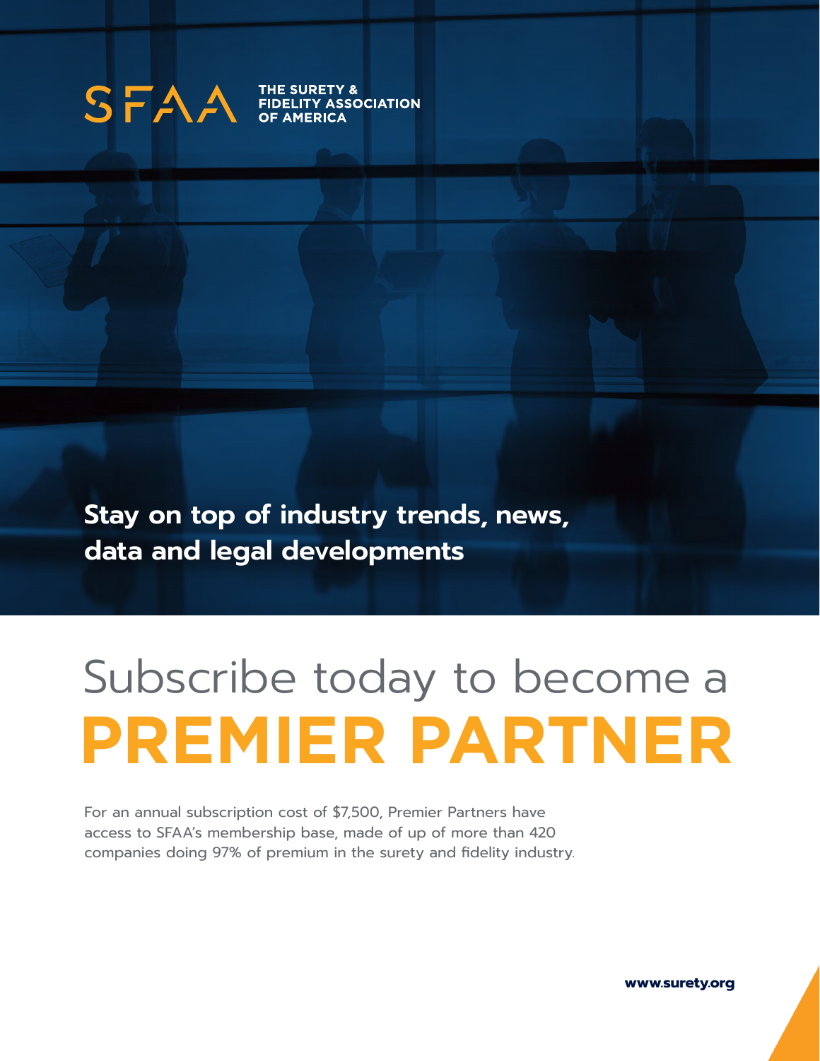SFAA THE SURETY & FIDELITY ASSOCIATION OF AMERICA

**Stay on top of industry trends, news, data and legal developments**

# Subscribe today to become a **PREMIER PARTNER**

For an annual subscription cost of $7,500, Premier Partners have access to SFAA's membership base, made of up of more than 420 companies doing 97% of premium in the surety and fidelity industry.

**www.surety.org**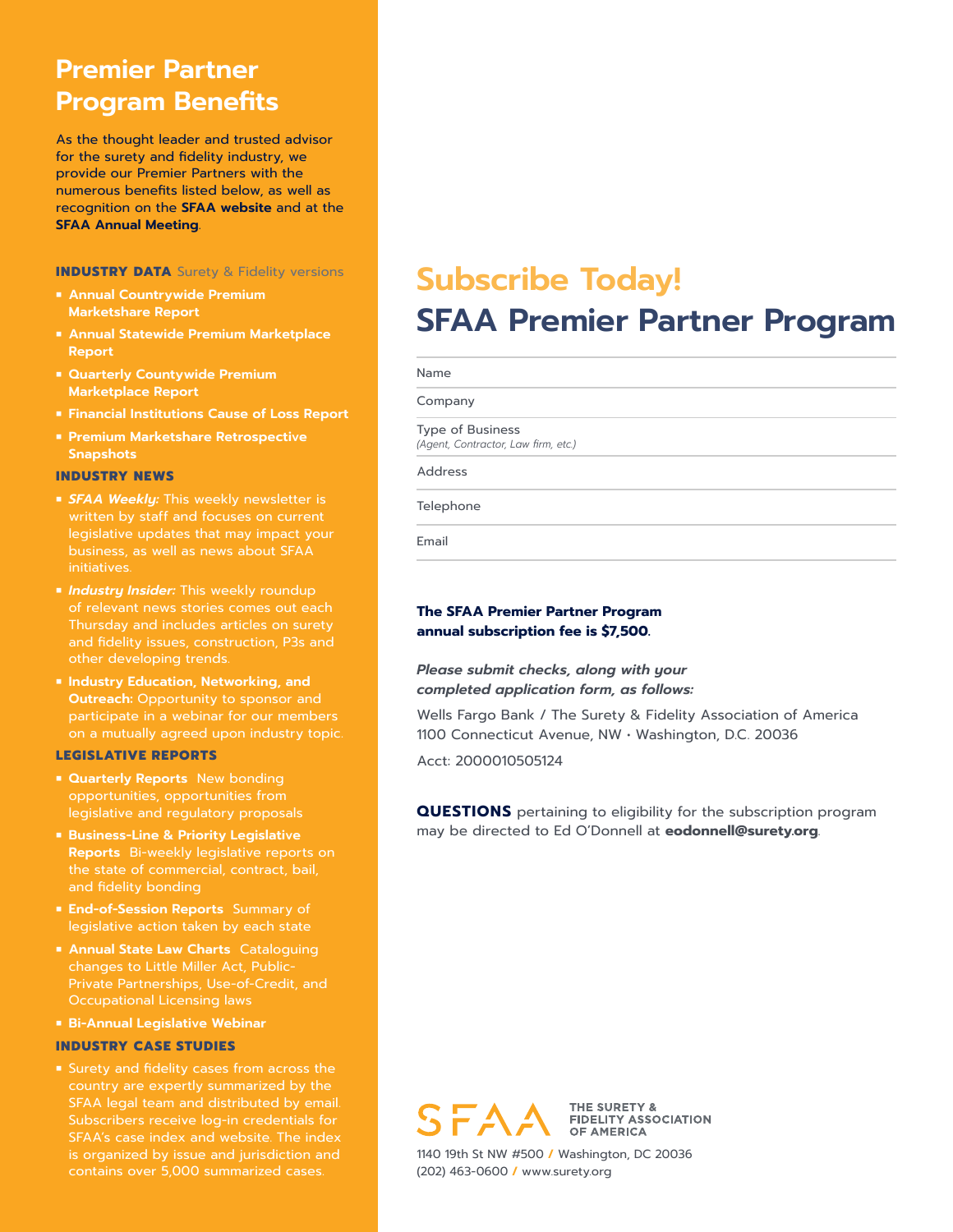# Premier Partner Program Benefits

As the thought leader and trusted advisor for the surety and fidelity industry, we provide our Premier Partners with the numerous benefits listed below, as well as recognition on the **SFAA website** and at the **SFAA Annual Meeting**.

### INDUSTRY DATA Surety & Fidelity versions

- **Annual Countrywide Premium Marketshare Report**
- **Annual Statewide Premium Marketplace Report**
- **Quarterly Countywide Premium Marketplace Report**
- **Financial Institutions Cause of Loss Report**
- **Premium Marketshare Retrospective Snapshots**

### INDUSTRY NEWS

- ***SFAA Weekly:*** This weekly newsletter is written by staff and focuses on current legislative updates that may impact your business, as well as news about SFAA initiatives.
- ***Industry Insider:*** This weekly roundup of relevant news stories comes out each Thursday and includes articles on surety and fidelity issues, construction, P3s and other developing trends.
- **Industry Education, Networking, and Outreach:** Opportunity to sponsor and participate in a webinar for our members on a mutually agreed upon industry topic.

### LEGISLATIVE REPORTS

- **Quarterly Reports** New bonding opportunities, opportunities from legislative and regulatory proposals
- **Business-Line & Priority Legislative Reports** Bi-weekly legislative reports on the state of commercial, contract, bail, and fidelity bonding
- **End-of-Session Reports** Summary of legislative action taken by each state
- **Annual State Law Charts** Cataloguing changes to Little Miller Act, Public-Private Partnerships, Use-of-Credit, and Occupational Licensing laws
- **Bi-Annual Legislative Webinar**

### INDUSTRY CASE STUDIES

- Surety and fidelity cases from across the country are expertly summarized by the SFAA legal team and distributed by email. Subscribers receive log-in credentials for SFAA's case index and website. The index is organized by issue and jurisdiction and contains over 5,000 summarized cases.

# Subscribe Today!

## SFAA Premier Partner Program

Name

Company

Type of Business
*(Agent, Contractor, Law firm, etc.)*

Address

Telephone

Email

**The SFAA Premier Partner Program annual subscription fee is $7,500.**

***Please submit checks, along with your completed application form, as follows:***

Wells Fargo Bank / The Surety & Fidelity Association of America
1100 Connecticut Avenue, NW • Washington, D.C. 20036

Acct: 2000010505124

**QUESTIONS** pertaining to eligibility for the subscription program may be directed to Ed O'Donnell at **eodonnell@surety.org**.

SFAA THE SURETY & FIDELITY ASSOCIATION OF AMERICA

1140 19th St NW #500 / Washington, DC 20036
(202) 463-0600 / www.surety.org